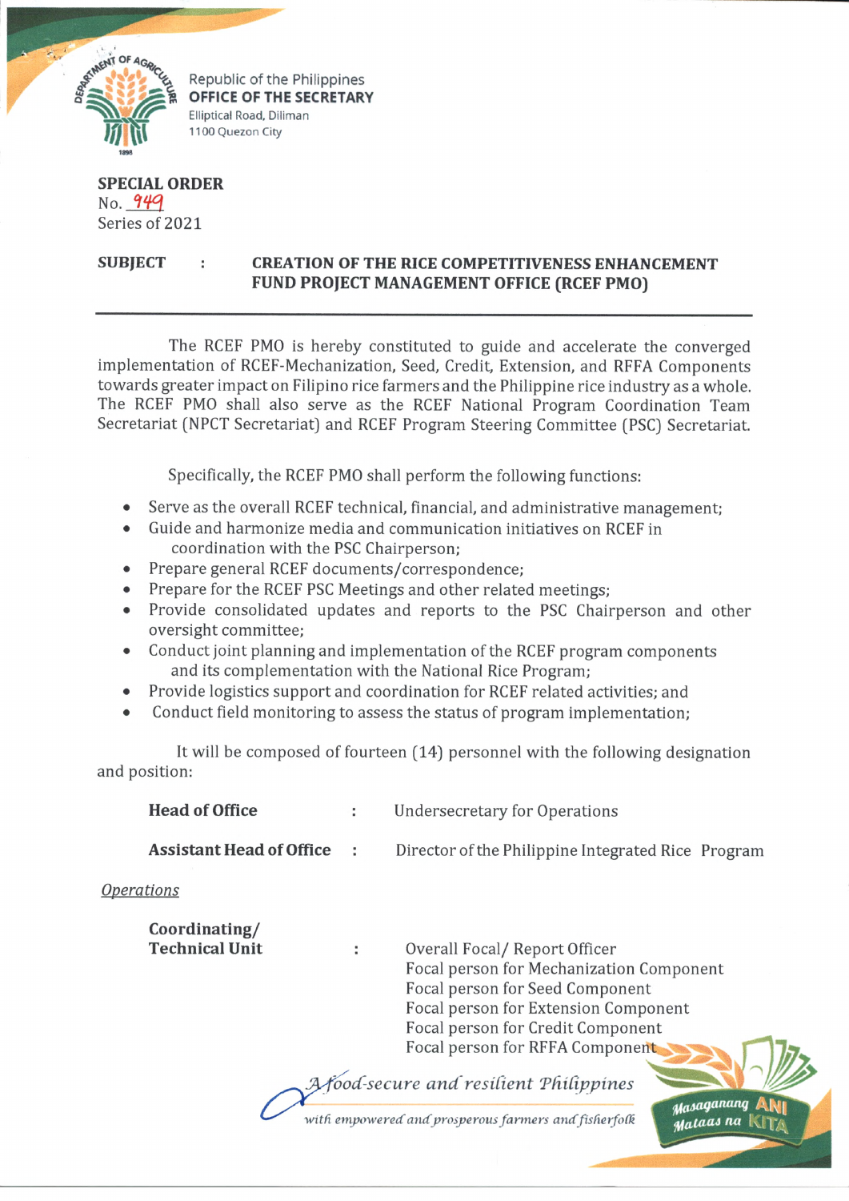Republic of the Philippines
**OFFICE OF THE SECRETARY**
Elliptical Road, Diliman
1100 Quezon City

**SPECIAL ORDER**
No. 949
Series of 2021

**SUBJECT : CREATION OF THE RICE COMPETITIVENESS ENHANCEMENT FUND PROJECT MANAGEMENT OFFICE (RCEF PMO)**

---

The RCEF PMO is hereby constituted to guide and accelerate the converged implementation of RCEF-Mechanization, Seed, Credit, Extension, and RFFA Components towards greater impact on Filipino rice farmers and the Philippine rice industry as a whole. The RCEF PMO shall also serve as the RCEF National Program Coordination Team Secretariat (NPCT Secretariat) and RCEF Program Steering Committee (PSC) Secretariat.

Specifically, the RCEF PMO shall perform the following functions:

- Serve as the overall RCEF technical, financial, and administrative management;
- Guide and harmonize media and communication initiatives on RCEF in coordination with the PSC Chairperson;
- Prepare general RCEF documents/correspondence;
- Prepare for the RCEF PSC Meetings and other related meetings;
- Provide consolidated updates and reports to the PSC Chairperson and other oversight committee;
- Conduct joint planning and implementation of the RCEF program components and its complementation with the National Rice Program;
- Provide logistics support and coordination for RCEF related activities; and
- Conduct field monitoring to assess the status of program implementation;

It will be composed of fourteen (14) personnel with the following designation and position:

**Head of Office** : Undersecretary for Operations

**Assistant Head of Office** : Director of the Philippine Integrated Rice Program

*Operations*

**Coordinating/ Technical Unit** :
Overall Focal/ Report Officer
Focal person for Mechanization Component
Focal person for Seed Component
Focal person for Extension Component
Focal person for Credit Component
Focal person for RFFA Component

*A food-secure and resilient Philippines with empowered and prosperous farmers and fisherfolk*

Masaganang ANI Mataas na KITA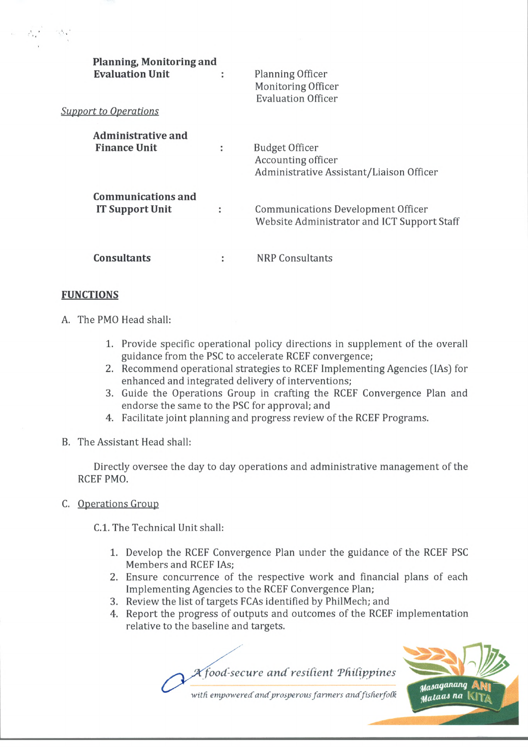| | | |
|---|---|---|
| **Planning, Monitoring and Evaluation Unit** | : | Planning Officer<br>Monitoring Officer<br>Evaluation Officer |

*Support to Operations*

| | | |
|---|---|---|
| **Administrative and Finance Unit** | : | Budget Officer<br>Accounting officer<br>Administrative Assistant/Liaison Officer |
| **Communications and IT Support Unit** | : | Communications Development Officer<br>Website Administrator and ICT Support Staff |
| **Consultants** | : | NRP Consultants |

**FUNCTIONS**

A. The PMO Head shall:

1. Provide specific operational policy directions in supplement of the overall guidance from the PSC to accelerate RCEF convergence;
2. Recommend operational strategies to RCEF Implementing Agencies (IAs) for enhanced and integrated delivery of interventions;
3. Guide the Operations Group in crafting the RCEF Convergence Plan and endorse the same to the PSC for approval; and
4. Facilitate joint planning and progress review of the RCEF Programs.

B. The Assistant Head shall:

Directly oversee the day to day operations and administrative management of the RCEF PMO.

C. Operations Group

C.1. The Technical Unit shall:

1. Develop the RCEF Convergence Plan under the guidance of the RCEF PSC Members and RCEF IAs;
2. Ensure concurrence of the respective work and financial plans of each Implementing Agencies to the RCEF Convergence Plan;
3. Review the list of targets FCAs identified by PhilMech; and
4. Report the progress of outputs and outcomes of the RCEF implementation relative to the baseline and targets.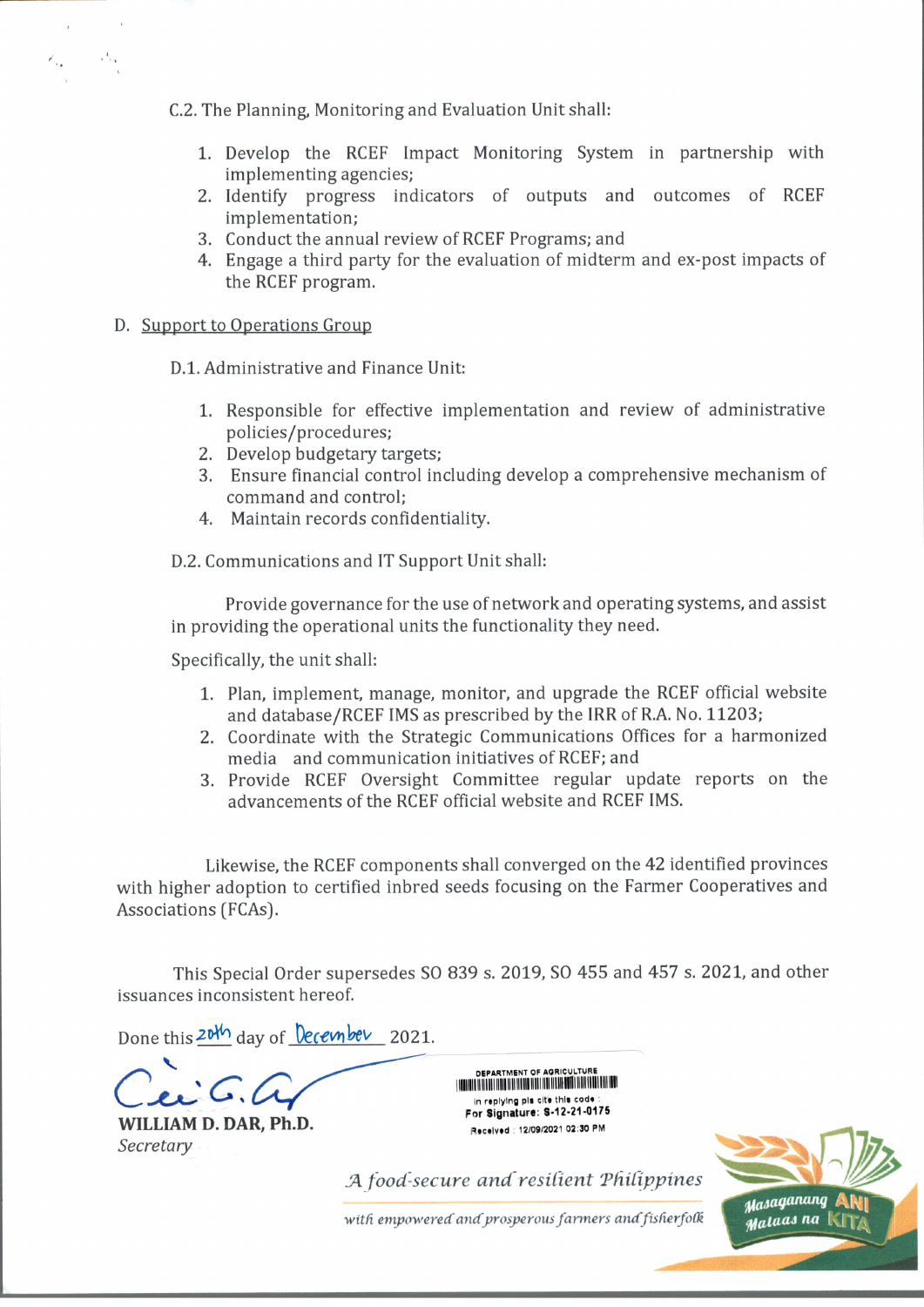C.2. The Planning, Monitoring and Evaluation Unit shall:

1. Develop the RCEF Impact Monitoring System in partnership with implementing agencies;
2. Identify progress indicators of outputs and outcomes of RCEF implementation;
3. Conduct the annual review of RCEF Programs; and
4. Engage a third party for the evaluation of midterm and ex-post impacts of the RCEF program.

D. Support to Operations Group

D.1. Administrative and Finance Unit:

1. Responsible for effective implementation and review of administrative policies/procedures;
2. Develop budgetary targets;
3. Ensure financial control including develop a comprehensive mechanism of command and control;
4. Maintain records confidentiality.

D.2. Communications and IT Support Unit shall:

Provide governance for the use of network and operating systems, and assist in providing the operational units the functionality they need.

Specifically, the unit shall:

1. Plan, implement, manage, monitor, and upgrade the RCEF official website and database/RCEF IMS as prescribed by the IRR of R.A. No. 11203;
2. Coordinate with the Strategic Communications Offices for a harmonized media and communication initiatives of RCEF; and
3. Provide RCEF Oversight Committee regular update reports on the advancements of the RCEF official website and RCEF IMS.

Likewise, the RCEF components shall converged on the 42 identified provinces with higher adoption to certified inbred seeds focusing on the Farmer Cooperatives and Associations (FCAs).

This Special Order supersedes SO 839 s. 2019, SO 455 and 457 s. 2021, and other issuances inconsistent hereof.

Done this 20th day of December 2021.

**WILLIAM D. DAR, Ph.D.**
*Secretary*

DEPARTMENT OF AGRICULTURE
in replying pls cite this code :
For Signature: S-12-21-0175
Received : 12/09/2021 02:30 PM

*A food-secure and resilient Philippines*
*with empowered and prosperous farmers and fisherfolk*

Masaganang ANI Mataas na KITA